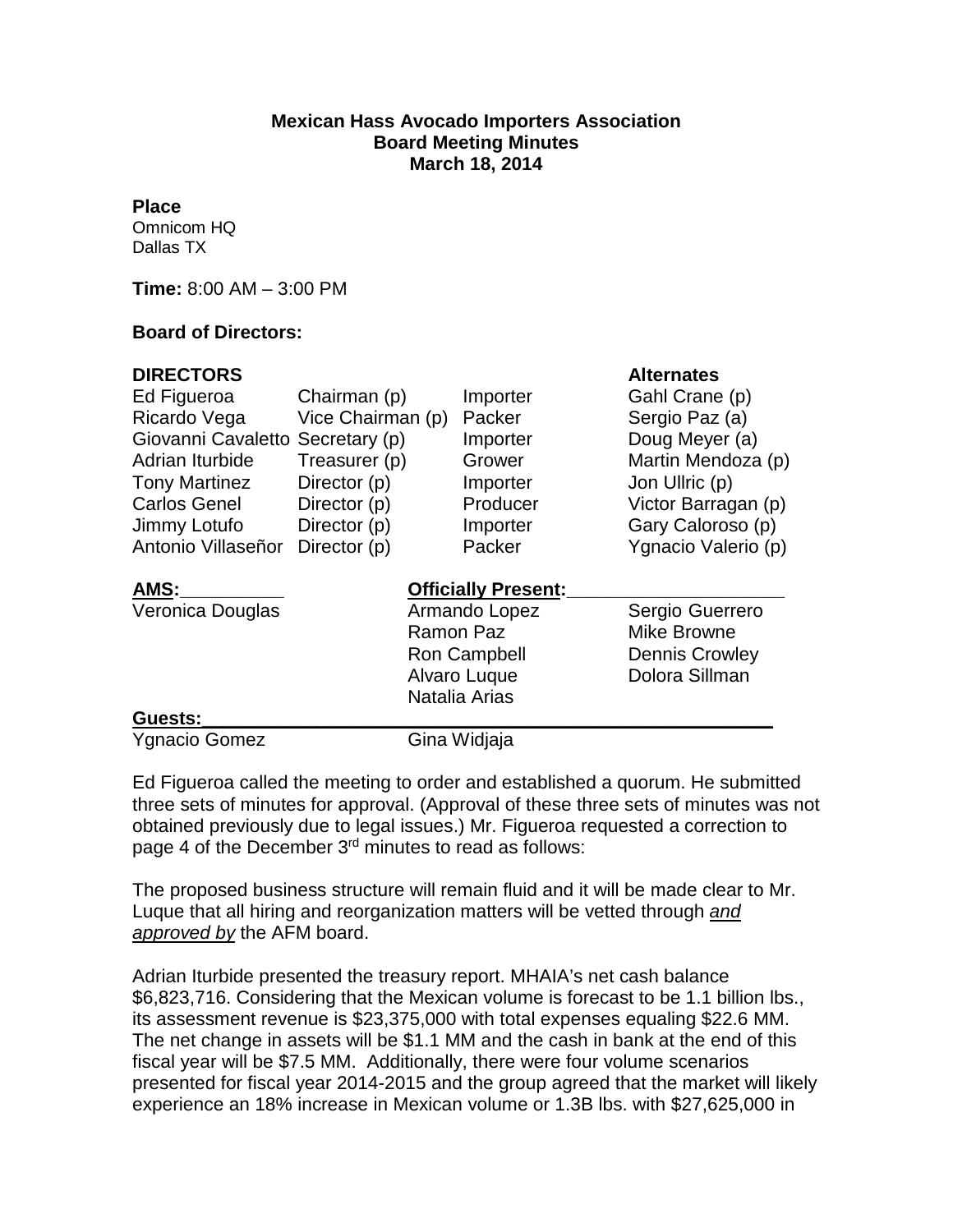**Mexican Hass Avocado Importers Association**
**Board Meeting Minutes**
**March 18, 2014**

**Place**
Omnicom HQ
Dallas TX

**Time:** 8:00 AM – 3:00 PM

**Board of Directors:**

| DIRECTORS | | | Alternates |
|---|---|---|---|
| Ed Figueroa | Chairman (p) | Importer | Gahl Crane (p) |
| Ricardo Vega | Vice Chairman (p) | Packer | Sergio Paz (a) |
| Giovanni Cavaletto | Secretary (p) | Importer | Doug Meyer (a) |
| Adrian Iturbide | Treasurer (p) | Grower | Martin Mendoza (p) |
| Tony Martinez | Director (p) | Importer | Jon Ullric (p) |
| Carlos Genel | Director (p) | Producer | Victor Barragan (p) |
| Jimmy Lotufo | Director (p) | Importer | Gary Caloroso (p) |
| Antonio Villaseñor | Director (p) | Packer | Ygnacio Valerio (p) |

| AMS: | Officially Present: | |
|---|---|---|
| Veronica Douglas | Armando Lopez | Sergio Guerrero |
| | Ramon Paz | Mike Browne |
| | Ron Campbell | Dennis Crowley |
| | Alvaro Luque | Dolora Sillman |
| | Natalia Arias | |

**Guests:**
Ygnacio Gomez    Gina Widjaja

Ed Figueroa called the meeting to order and established a quorum. He submitted three sets of minutes for approval. (Approval of these three sets of minutes was not obtained previously due to legal issues.) Mr. Figueroa requested a correction to page 4 of the December 3rd minutes to read as follows:

The proposed business structure will remain fluid and it will be made clear to Mr. Luque that all hiring and reorganization matters will be vetted through *and approved by* the AFM board.

Adrian Iturbide presented the treasury report. MHAIA's net cash balance $6,823,716. Considering that the Mexican volume is forecast to be 1.1 billion lbs., its assessment revenue is $23,375,000 with total expenses equaling $22.6 MM. The net change in assets will be $1.1 MM and the cash in bank at the end of this fiscal year will be $7.5 MM. Additionally, there were four volume scenarios presented for fiscal year 2014-2015 and the group agreed that the market will likely experience an 18% increase in Mexican volume or 1.3B lbs. with $27,625,000 in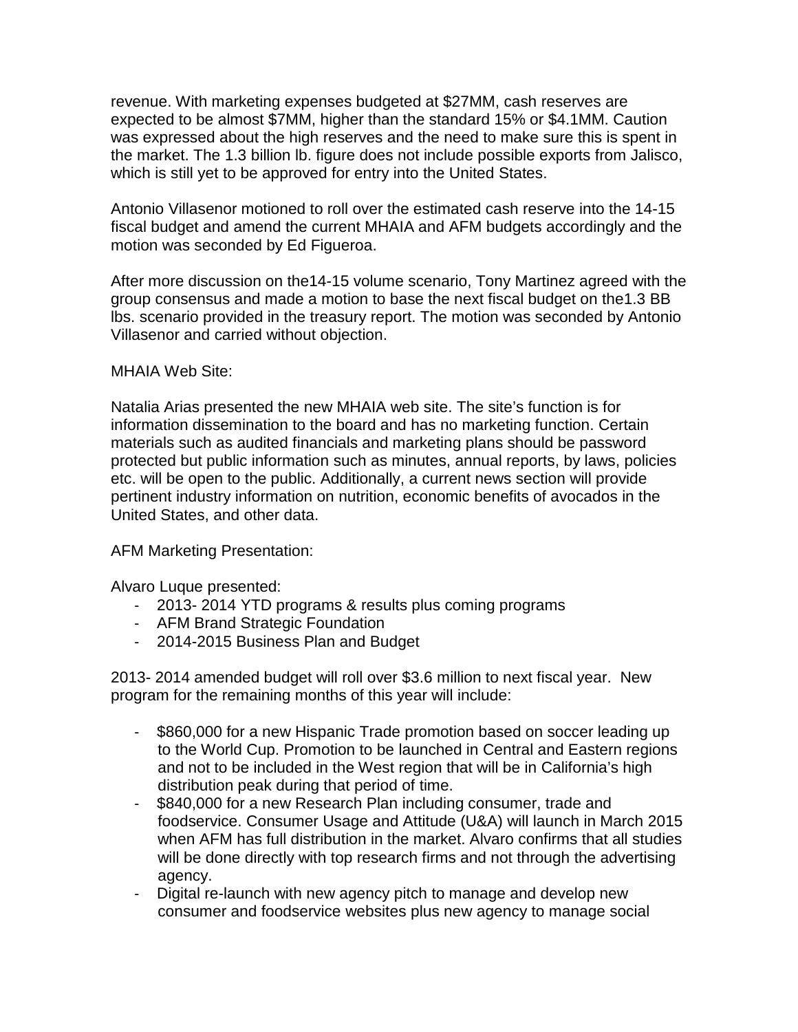revenue. With marketing expenses budgeted at $27MM, cash reserves are expected to be almost $7MM, higher than the standard 15% or $4.1MM. Caution was expressed about the high reserves and the need to make sure this is spent in the market. The 1.3 billion lb. figure does not include possible exports from Jalisco, which is still yet to be approved for entry into the United States.

Antonio Villasenor motioned to roll over the estimated cash reserve into the 14-15 fiscal budget and amend the current MHAIA and AFM budgets accordingly and the motion was seconded by Ed Figueroa.

After more discussion on the14-15 volume scenario, Tony Martinez agreed with the group consensus and made a motion to base the next fiscal budget on the1.3 BB lbs. scenario provided in the treasury report. The motion was seconded by Antonio Villasenor and carried without objection.

MHAIA Web Site:

Natalia Arias presented the new MHAIA web site. The site's function is for information dissemination to the board and has no marketing function. Certain materials such as audited financials and marketing plans should be password protected but public information such as minutes, annual reports, by laws, policies etc. will be open to the public. Additionally, a current news section will provide pertinent industry information on nutrition, economic benefits of avocados in the United States, and other data.

AFM Marketing Presentation:

Alvaro Luque presented:

- 2013- 2014 YTD programs & results plus coming programs
- AFM Brand Strategic Foundation
- 2014-2015 Business Plan and Budget

2013- 2014 amended budget will roll over $3.6 million to next fiscal year. New program for the remaining months of this year will include:

- $860,000 for a new Hispanic Trade promotion based on soccer leading up to the World Cup. Promotion to be launched in Central and Eastern regions and not to be included in the West region that will be in California's high distribution peak during that period of time.
- $840,000 for a new Research Plan including consumer, trade and foodservice. Consumer Usage and Attitude (U&A) will launch in March 2015 when AFM has full distribution in the market. Alvaro confirms that all studies will be done directly with top research firms and not through the advertising agency.
- Digital re-launch with new agency pitch to manage and develop new consumer and foodservice websites plus new agency to manage social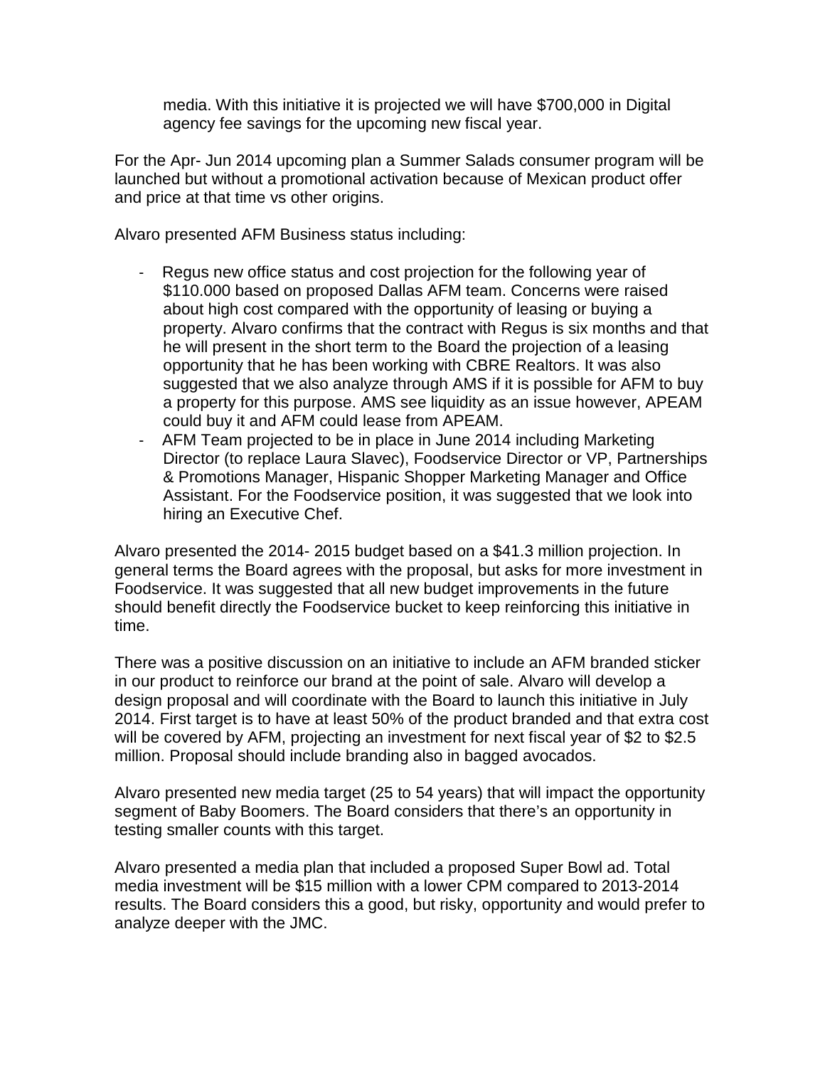media. With this initiative it is projected we will have $700,000 in Digital agency fee savings for the upcoming new fiscal year.

For the Apr- Jun 2014 upcoming plan a Summer Salads consumer program will be launched but without a promotional activation because of Mexican product offer and price at that time vs other origins.

Alvaro presented AFM Business status including:

- Regus new office status and cost projection for the following year of $110.000 based on proposed Dallas AFM team. Concerns were raised about high cost compared with the opportunity of leasing or buying a property. Alvaro confirms that the contract with Regus is six months and that he will present in the short term to the Board the projection of a leasing opportunity that he has been working with CBRE Realtors. It was also suggested that we also analyze through AMS if it is possible for AFM to buy a property for this purpose. AMS see liquidity as an issue however, APEAM could buy it and AFM could lease from APEAM.
- AFM Team projected to be in place in June 2014 including Marketing Director (to replace Laura Slavec), Foodservice Director or VP, Partnerships & Promotions Manager, Hispanic Shopper Marketing Manager and Office Assistant. For the Foodservice position, it was suggested that we look into hiring an Executive Chef.

Alvaro presented the 2014- 2015 budget based on a $41.3 million projection. In general terms the Board agrees with the proposal, but asks for more investment in Foodservice. It was suggested that all new budget improvements in the future should benefit directly the Foodservice bucket to keep reinforcing this initiative in time.

There was a positive discussion on an initiative to include an AFM branded sticker in our product to reinforce our brand at the point of sale. Alvaro will develop a design proposal and will coordinate with the Board to launch this initiative in July 2014. First target is to have at least 50% of the product branded and that extra cost will be covered by AFM, projecting an investment for next fiscal year of $2 to $2.5 million. Proposal should include branding also in bagged avocados.

Alvaro presented new media target (25 to 54 years) that will impact the opportunity segment of Baby Boomers. The Board considers that there's an opportunity in testing smaller counts with this target.

Alvaro presented a media plan that included a proposed Super Bowl ad. Total media investment will be $15 million with a lower CPM compared to 2013-2014 results. The Board considers this a good, but risky, opportunity and would prefer to analyze deeper with the JMC.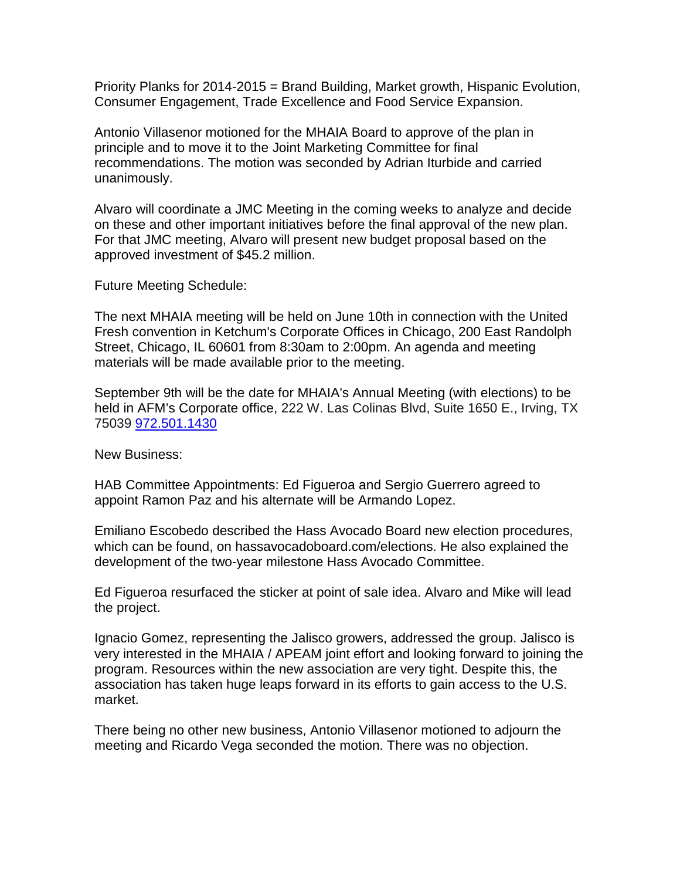Priority Planks for 2014-2015 = Brand Building, Market growth, Hispanic Evolution, Consumer Engagement, Trade Excellence and Food Service Expansion.

Antonio Villasenor motioned for the MHAIA Board to approve of the plan in principle and to move it to the Joint Marketing Committee for final recommendations. The motion was seconded by Adrian Iturbide and carried unanimously.

Alvaro will coordinate a JMC Meeting in the coming weeks to analyze and decide on these and other important initiatives before the final approval of the new plan. For that JMC meeting, Alvaro will present new budget proposal based on the approved investment of $45.2 million.

Future Meeting Schedule:

The next MHAIA meeting will be held on June 10th in connection with the United Fresh convention in Ketchum's Corporate Offices in Chicago, 200 East Randolph Street, Chicago, IL 60601 from 8:30am to 2:00pm. An agenda and meeting materials will be made available prior to the meeting.

September 9th will be the date for MHAIA's Annual Meeting (with elections) to be held in AFM's Corporate office, 222 W. Las Colinas Blvd, Suite 1650 E., Irving, TX 75039 972.501.1430

New Business:

HAB Committee Appointments: Ed Figueroa and Sergio Guerrero agreed to appoint Ramon Paz and his alternate will be Armando Lopez.

Emiliano Escobedo described the Hass Avocado Board new election procedures, which can be found, on hassavocadoboard.com/elections. He also explained the development of the two-year milestone Hass Avocado Committee.

Ed Figueroa resurfaced the sticker at point of sale idea. Alvaro and Mike will lead the project.

Ignacio Gomez, representing the Jalisco growers, addressed the group. Jalisco is very interested in the MHAIA / APEAM joint effort and looking forward to joining the program. Resources within the new association are very tight. Despite this, the association has taken huge leaps forward in its efforts to gain access to the U.S. market.

There being no other new business, Antonio Villasenor motioned to adjourn the meeting and Ricardo Vega seconded the motion. There was no objection.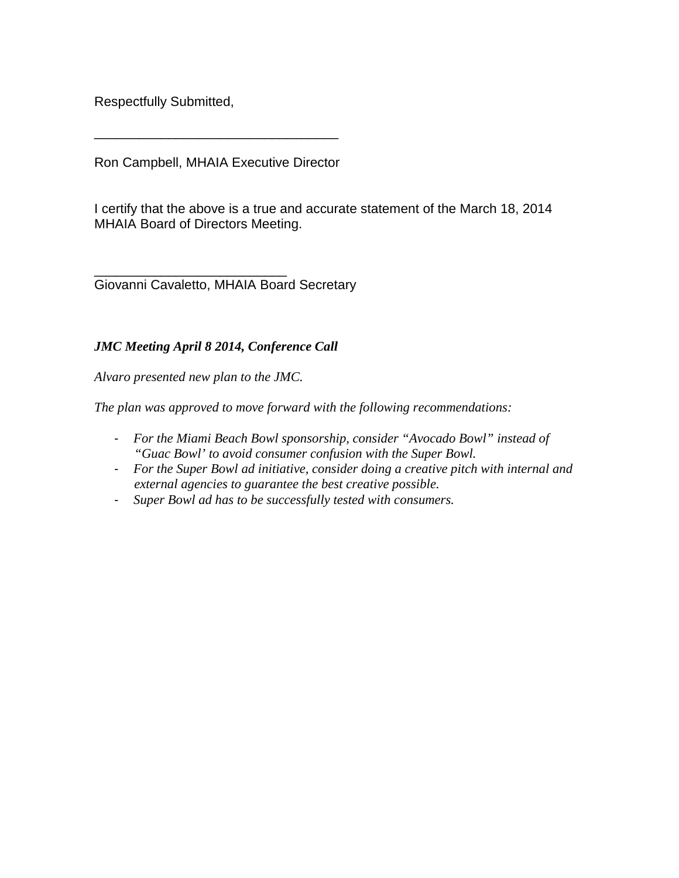Respectfully Submitted,

________________________________

Ron Campbell, MHAIA Executive Director

I certify that the above is a true and accurate statement of the March 18, 2014 MHAIA Board of Directors Meeting.

_________________________
Giovanni Cavaletto, MHAIA Board Secretary

***JMC Meeting April 8 2014, Conference Call***

*Alvaro presented new plan to the JMC.*

*The plan was approved to move forward with the following recommendations:*

- *For the Miami Beach Bowl sponsorship, consider "Avocado Bowl" instead of "Guac Bowl' to avoid consumer confusion with the Super Bowl.*
- *For the Super Bowl ad initiative, consider doing a creative pitch with internal and external agencies to guarantee the best creative possible.*
- *Super Bowl ad has to be successfully tested with consumers.*